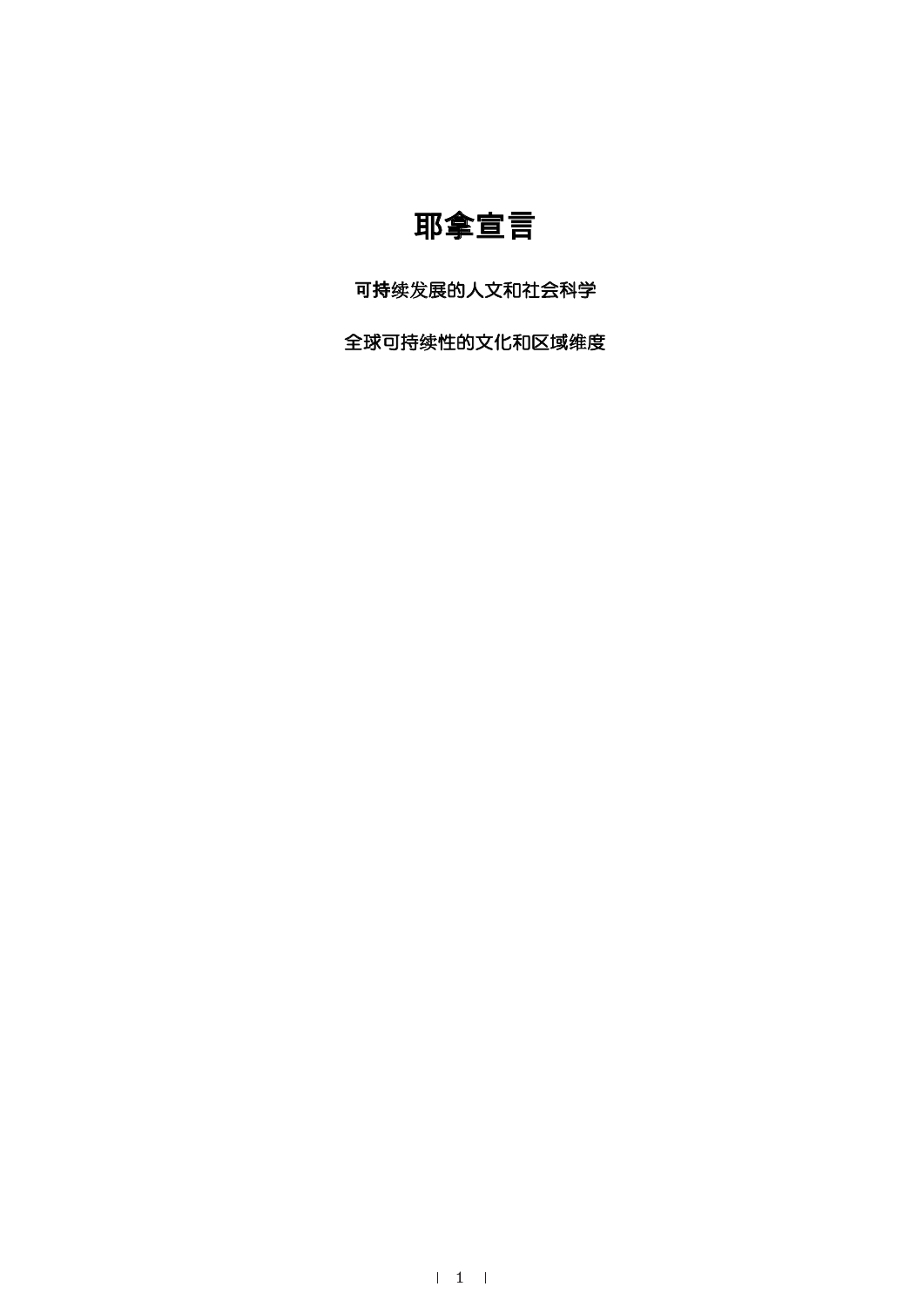# 耶拿宣言

**可持续发展的人文和社会科学**

**全球可持续性的文化和区域维度**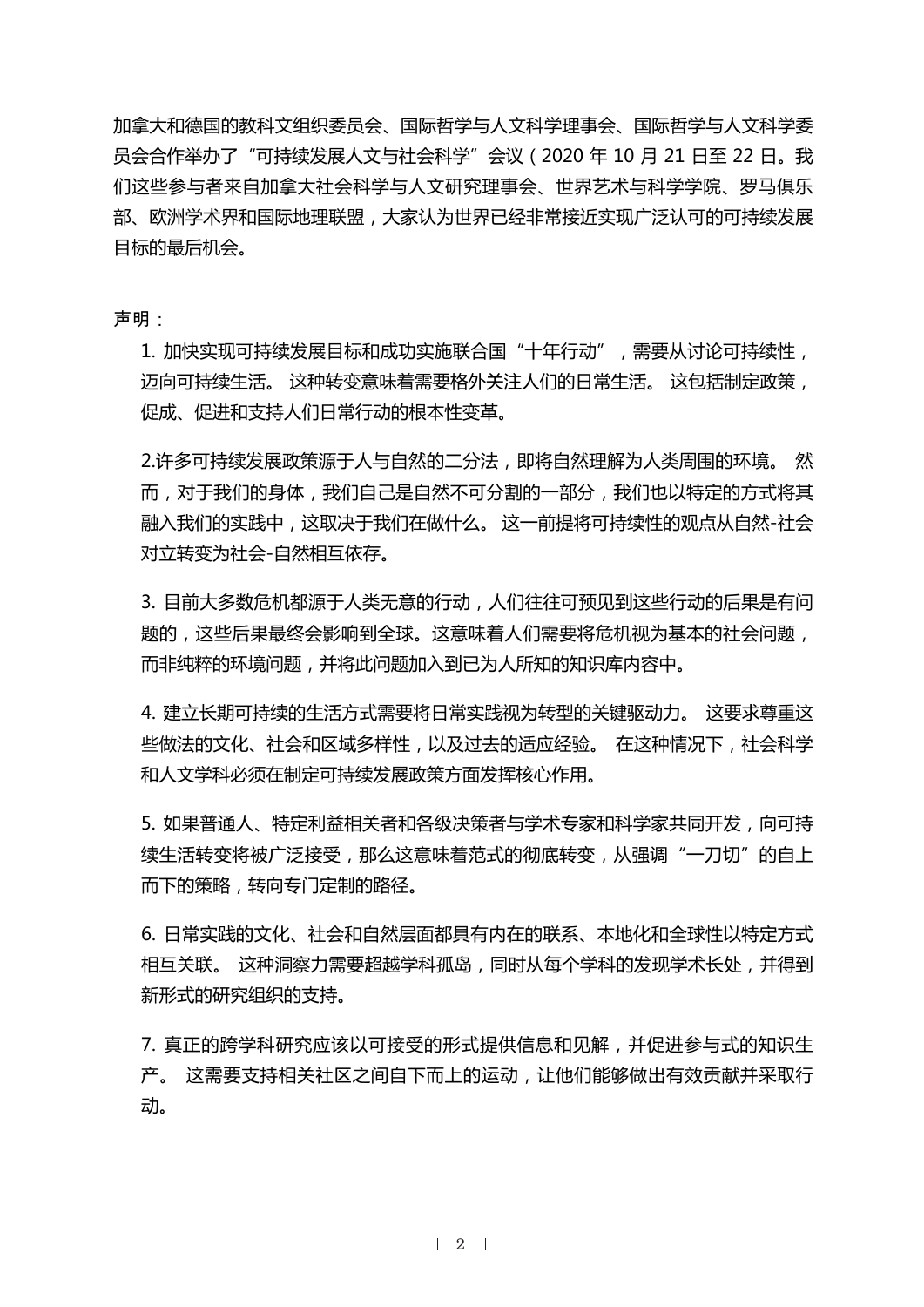加拿大和德国的教科文组织委员会、国际哲学与人文科学理事会、国际哲学与人文科学委员会合作举办了"可持续发展人文与社会科学"会议（2020 年 10 月 21 日至 22 日。我们这些参与者来自加拿大社会科学与人文研究理事会、世界艺术与科学学院、罗马俱乐部、欧洲学术界和国际地理联盟，大家认为世界已经非常接近实现广泛认可的可持续发展目标的最后机会。

声明：

1. 加快实现可持续发展目标和成功实施联合国"十年行动"，需要从讨论可持续性，迈向可持续生活。 这种转变意味着需要格外关注人们的日常生活。 这包括制定政策，促成、促进和支持人们日常行动的根本性变革。

2.许多可持续发展政策源于人与自然的二分法，即将自然理解为人类周围的环境。 然而，对于我们的身体，我们自己是自然不可分割的一部分，我们也以特定的方式将其融入我们的实践中，这取决于我们在做什么。 这一前提将可持续性的观点从自然-社会对立转变为社会-自然相互依存。

3. 目前大多数危机都源于人类无意的行动，人们往往可预见到这些行动的后果是有问题的，这些后果最终会影响到全球。这意味着人们需要将危机视为基本的社会问题，而非纯粹的环境问题，并将此问题加入到已为人所知的知识库内容中。

4. 建立长期可持续的生活方式需要将日常实践视为转型的关键驱动力。 这要求尊重这些做法的文化、社会和区域多样性，以及过去的适应经验。 在这种情况下，社会科学和人文学科必须在制定可持续发展政策方面发挥核心作用。

5. 如果普通人、特定利益相关者和各级决策者与学术专家和科学家共同开发，向可持续生活转变将被广泛接受，那么这意味着范式的彻底转变，从强调"一刀切"的自上而下的策略，转向专门定制的路径。

6. 日常实践的文化、社会和自然层面都具有内在的联系、本地化和全球性以特定方式相互关联。 这种洞察力需要超越学科孤岛，同时从每个学科的发现学术长处，并得到新形式的研究组织的支持。

7. 真正的跨学科研究应该以可接受的形式提供信息和见解，并促进参与式的知识生产。 这需要支持相关社区之间自下而上的运动，让他们能够做出有效贡献并采取行动。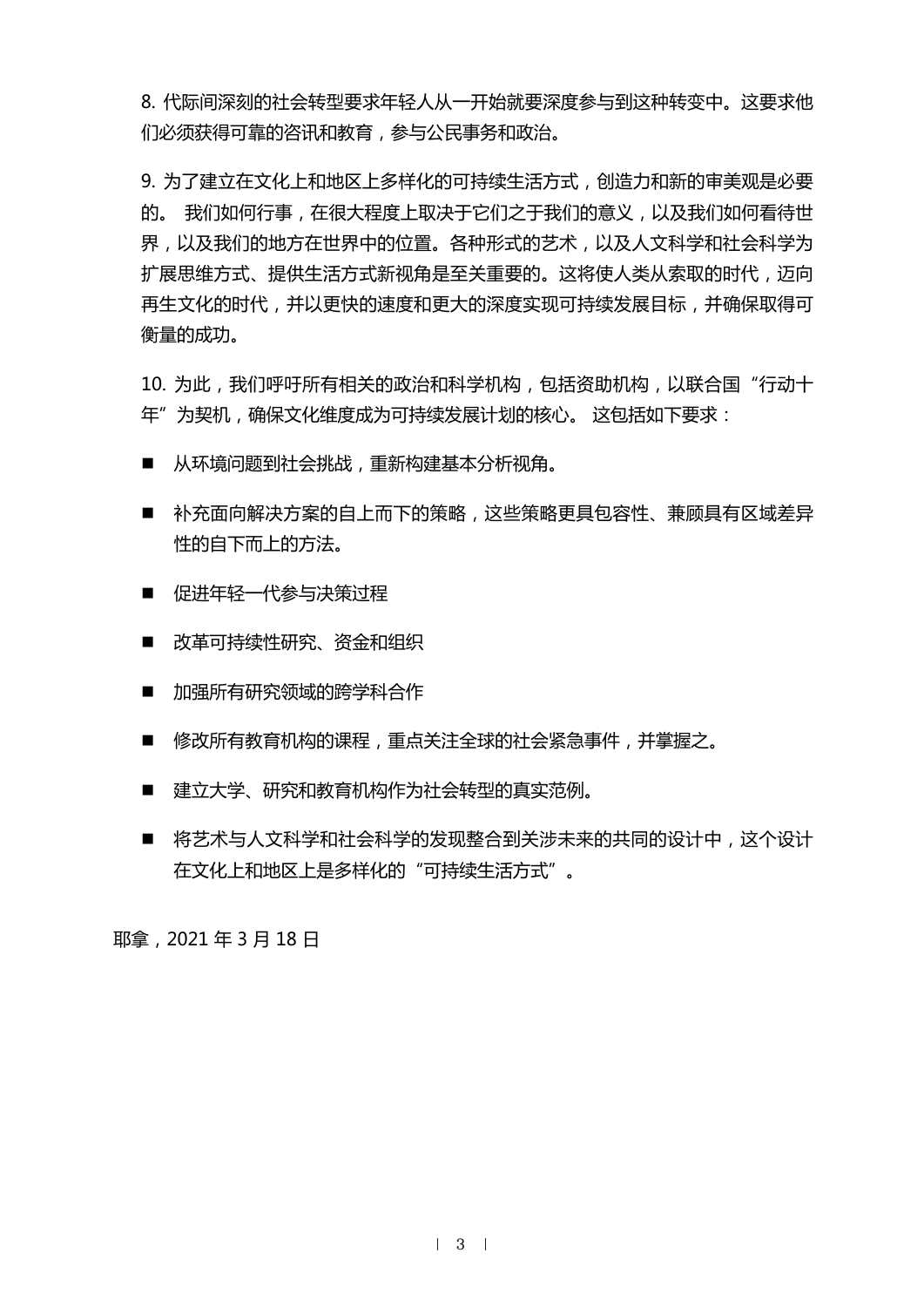8. 代际间深刻的社会转型要求年轻人从一开始就要深度参与到这种转变中。这要求他们必须获得可靠的咨讯和教育，参与公民事务和政治。

9. 为了建立在文化上和地区上多样化的可持续生活方式，创造力和新的审美观是必要的。 我们如何行事，在很大程度上取决于它们之于我们的意义，以及我们如何看待世界，以及我们的地方在世界中的位置。各种形式的艺术，以及人文科学和社会科学为扩展思维方式、提供生活方式新视角是至关重要的。这将使人类从索取的时代，迈向再生文化的时代，并以更快的速度和更大的深度实现可持续发展目标，并确保取得可衡量的成功。

10. 为此，我们呼吁所有相关的政治和科学机构，包括资助机构，以联合国“行动十年”为契机，确保文化维度成为可持续发展计划的核心。 这包括如下要求：

- 从环境问题到社会挑战，重新构建基本分析视角。
- 补充面向解决方案的自上而下的策略，这些策略更具包容性、兼顾具有区域差异性的自下而上的方法。
- 促进年轻一代参与决策过程
- 改革可持续性研究、资金和组织
- 加强所有研究领域的跨学科合作
- 修改所有教育机构的课程，重点关注全球的社会紧急事件，并掌握之。
- 建立大学、研究和教育机构作为社会转型的真实范例。
- 将艺术与人文科学和社会科学的发现整合到关涉未来的共同的设计中，这个设计在文化上和地区上是多样化的“可持续生活方式”。

耶拿，2021 年 3 月 18 日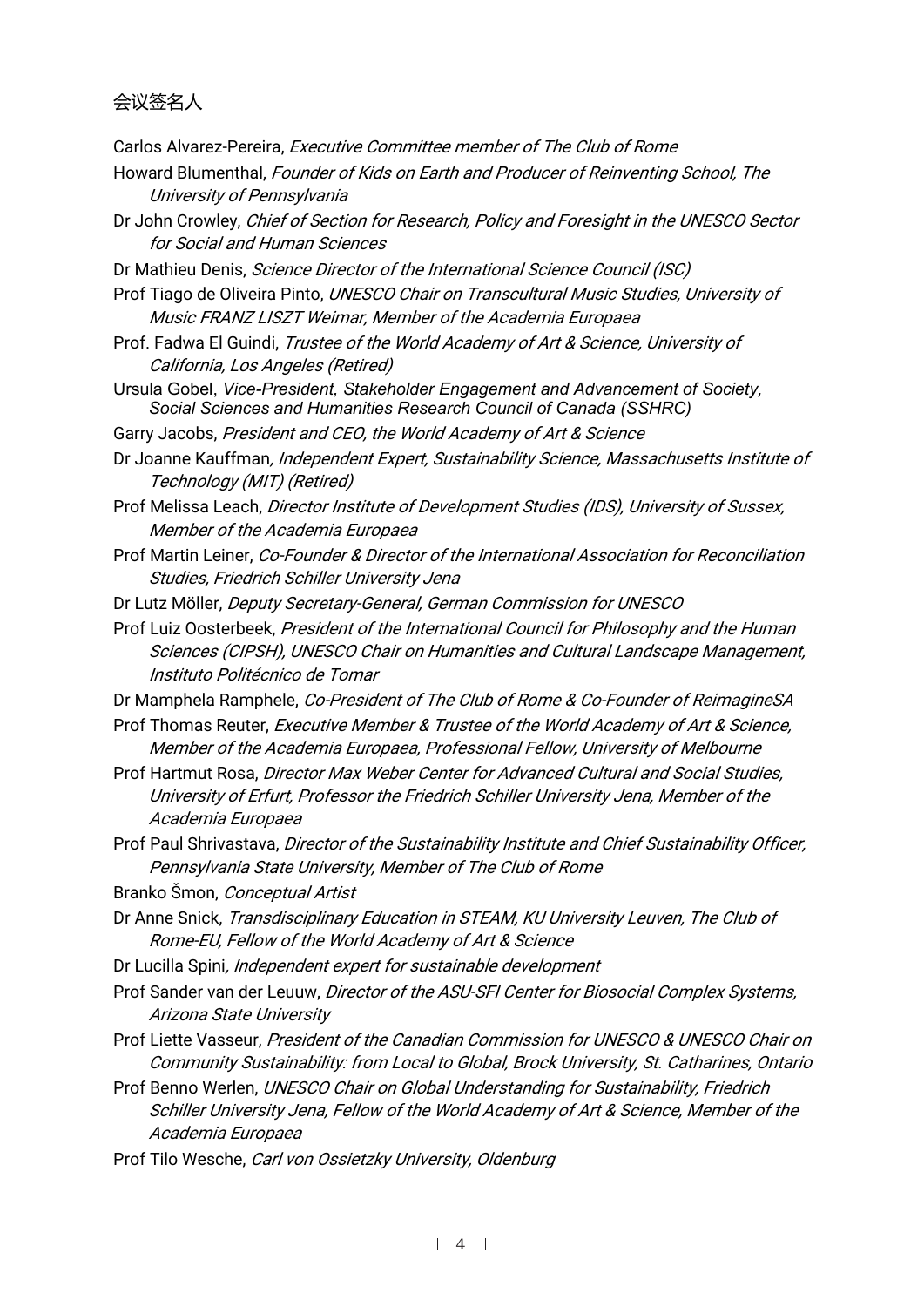## 会议签名人

Carlos Alvarez-Pereira, *Executive Committee member of The Club of Rome*

Howard Blumenthal, *Founder of Kids on Earth and Producer of Reinventing School, The University of Pennsylvania*

Dr John Crowley, *Chief of Section for Research, Policy and Foresight in the UNESCO Sector for Social and Human Sciences*

Dr Mathieu Denis, *Science Director of the International Science Council (ISC)*

Prof Tiago de Oliveira Pinto, *UNESCO Chair on Transcultural Music Studies, University of Music FRANZ LISZT Weimar, Member of the Academia Europaea*

Prof. Fadwa El Guindi, *Trustee of the World Academy of Art & Science, University of California, Los Angeles (Retired)*

Ursula Gobel, *Vice-President, Stakeholder Engagement and Advancement of Society, Social Sciences and Humanities Research Council of Canada (SSHRC)*

Garry Jacobs, *President and CEO, the World Academy of Art & Science*

Dr Joanne Kauffman, *Independent Expert, Sustainability Science, Massachusetts Institute of Technology (MIT) (Retired)*

Prof Melissa Leach, *Director Institute of Development Studies (IDS), University of Sussex, Member of the Academia Europaea*

Prof Martin Leiner, *Co-Founder & Director of the International Association for Reconciliation Studies, Friedrich Schiller University Jena*

Dr Lutz Möller, *Deputy Secretary-General, German Commission for UNESCO*

Prof Luiz Oosterbeek, *President of the International Council for Philosophy and the Human Sciences (CIPSH), UNESCO Chair on Humanities and Cultural Landscape Management, Instituto Politécnico de Tomar*

Dr Mamphela Ramphele, *Co-President of The Club of Rome & Co-Founder of ReimagineSA*

Prof Thomas Reuter, *Executive Member & Trustee of the World Academy of Art & Science, Member of the Academia Europaea, Professional Fellow, University of Melbourne*

Prof Hartmut Rosa, *Director Max Weber Center for Advanced Cultural and Social Studies, University of Erfurt, Professor the Friedrich Schiller University Jena, Member of the Academia Europaea*

Prof Paul Shrivastava, *Director of the Sustainability Institute and Chief Sustainability Officer, Pennsylvania State University, Member of The Club of Rome*

Branko Šmon, *Conceptual Artist*

Dr Anne Snick, *Transdisciplinary Education in STEAM, KU University Leuven, The Club of Rome-EU, Fellow of the World Academy of Art & Science*

Dr Lucilla Spini, *Independent expert for sustainable development*

Prof Sander van der Leeuw, *Director of the ASU-SFI Center for Biosocial Complex Systems, Arizona State University*

Prof Liette Vasseur, *President of the Canadian Commission for UNESCO & UNESCO Chair on Community Sustainability: from Local to Global, Brock University, St. Catharines, Ontario*

Prof Benno Werlen, *UNESCO Chair on Global Understanding for Sustainability, Friedrich Schiller University Jena, Fellow of the World Academy of Art & Science, Member of the Academia Europaea*

Prof Tilo Wesche, *Carl von Ossietzky University, Oldenburg*